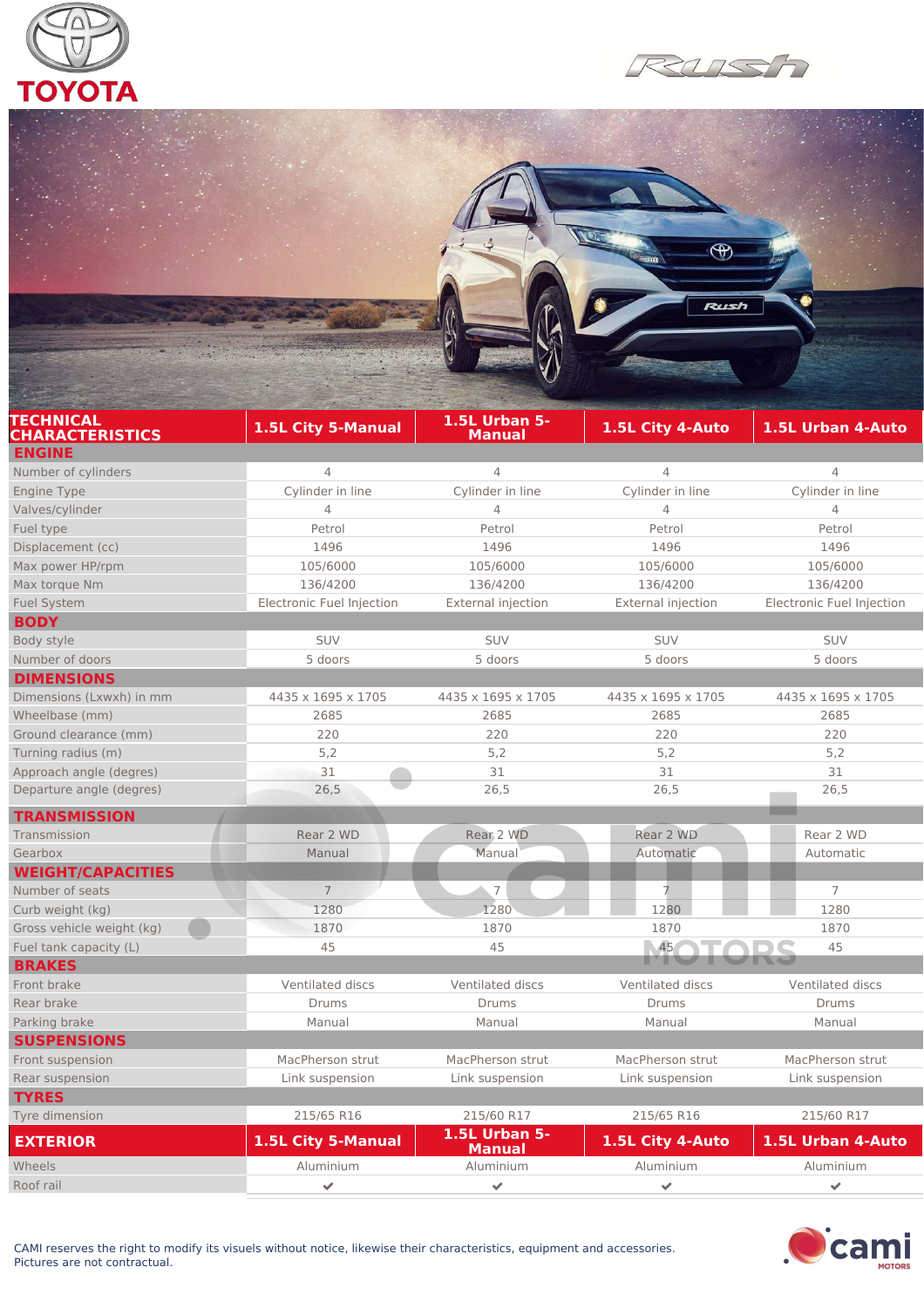TOYOTA

Rush

| TECHNICAL CHARACTERISTICS | 1.5L City 5-Manual | 1.5L Urban 5-Manual | 1.5L City 4-Auto | 1.5L Urban 4-Auto |
|---|---|---|---|---|
| **ENGINE** | | | | |
| Number of cylinders | 4 | 4 | 4 | 4 |
| Engine Type | Cylinder in line | Cylinder in line | Cylinder in line | Cylinder in line |
| Valves/cylinder | 4 | 4 | 4 | 4 |
| Fuel type | Petrol | Petrol | Petrol | Petrol |
| Displacement (cc) | 1496 | 1496 | 1496 | 1496 |
| Max power HP/rpm | 105/6000 | 105/6000 | 105/6000 | 105/6000 |
| Max torque Nm | 136/4200 | 136/4200 | 136/4200 | 136/4200 |
| Fuel System | Electronic Fuel Injection | External injection | External injection | Electronic Fuel Injection |
| **BODY** | | | | |
| Body style | SUV | SUV | SUV | SUV |
| Number of doors | 5 doors | 5 doors | 5 doors | 5 doors |
| **DIMENSIONS** | | | | |
| Dimensions (Lxwxh) in mm | 4435 x 1695 x 1705 | 4435 x 1695 x 1705 | 4435 x 1695 x 1705 | 4435 x 1695 x 1705 |
| Wheelbase (mm) | 2685 | 2685 | 2685 | 2685 |
| Ground clearance (mm) | 220 | 220 | 220 | 220 |
| Turning radius (m) | 5,2 | 5,2 | 5,2 | 5,2 |
| Approach angle (degrees) | 31 | 31 | 31 | 31 |
| Departure angle (degrees) | 26,5 | 26,5 | 26,5 | 26,5 |
| **TRANSMISSION** | | | | |
| Transmission | Rear 2 WD | Rear 2 WD | Rear 2 WD | Rear 2 WD |
| Gearbox | Manual | Manual | Automatic | Automatic |
| **WEIGHT/CAPACITIES** | | | | |
| Number of seats | 7 | 7 | 7 | 7 |
| Curb weight (kg) | 1280 | 1280 | 1280 | 1280 |
| Gross vehicle weight (kg) | 1870 | 1870 | 1870 | 1870 |
| Fuel tank capacity (L) | 45 | 45 | 45 | 45 |
| **BRAKES** | | | | |
| Front brake | Ventilated discs | Ventilated discs | Ventilated discs | Ventilated discs |
| Rear brake | Drums | Drums | Drums | Drums |
| Parking brake | Manual | Manual | Manual | Manual |
| **SUSPENSIONS** | | | | |
| Front suspension | MacPherson strut | MacPherson strut | MacPherson strut | MacPherson strut |
| Rear suspension | Link suspension | Link suspension | Link suspension | Link suspension |
| **TYRES** | | | | |
| Tyre dimension | 215/65 R16 | 215/60 R17 | 215/65 R16 | 215/60 R17 |

| EXTERIOR | 1.5L City 5-Manual | 1.5L Urban 5-Manual | 1.5L City 4-Auto | 1.5L Urban 4-Auto |
|---|---|---|---|---|
| Wheels | Aluminium | Aluminium | Aluminium | Aluminium |
| Roof rail | ✔ | ✔ | ✔ | ✔ |

CAMI reserves the right to modify its visuals without notice, likewise their characteristics, equipment and accessories.
Pictures are not contractual.

cami MOTORS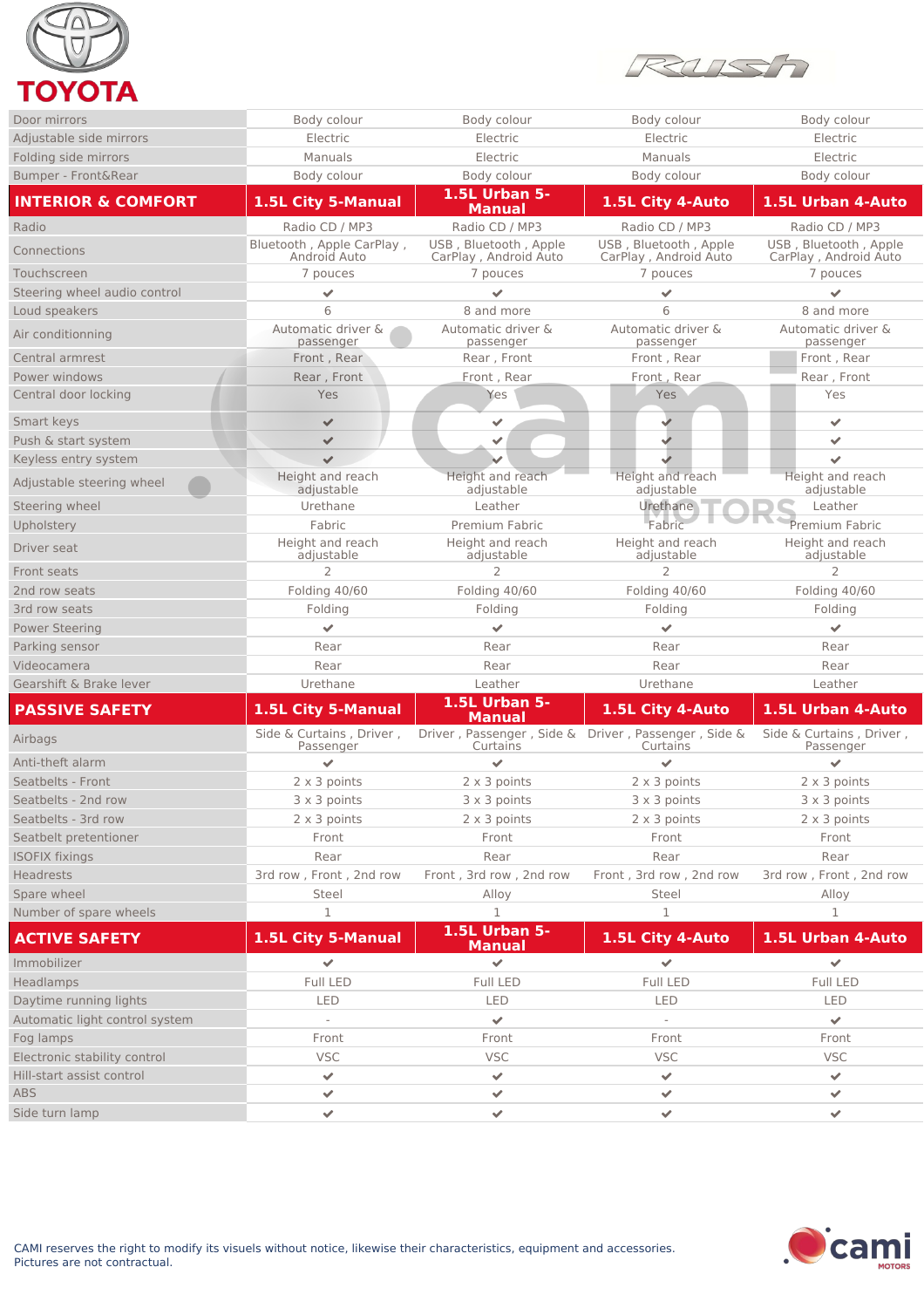| | | | | |
|---|---|---|---|---|
| Door mirrors | Body colour | Body colour | Body colour | Body colour |
| Adjustable side mirrors | Electric | Electric | Electric | Electric |
| Folding side mirrors | Manuals | Electric | Manuals | Electric |
| Bumper - Front&Rear | Body colour | Body colour | Body colour | Body colour |
| **INTERIOR & COMFORT** | **1.5L City 5-Manual** | **1.5L Urban 5-Manual** | **1.5L City 4-Auto** | **1.5L Urban 4-Auto** |
| Radio | Radio CD / MP3 | Radio CD / MP3 | Radio CD / MP3 | Radio CD / MP3 |
| Connections | Bluetooth , Apple CarPlay , Android Auto | USB , Bluetooth , Apple CarPlay , Android Auto | USB , Bluetooth , Apple CarPlay , Android Auto | USB , Bluetooth , Apple CarPlay , Android Auto |
| Touchscreen | 7 pouces | 7 pouces | 7 pouces | 7 pouces |
| Steering wheel audio control | ✔ | ✔ | ✔ | ✔ |
| Loud speakers | 6 | 8 and more | 6 | 8 and more |
| Air conditionning | Automatic driver & passenger | Automatic driver & passenger | Automatic driver & passenger | Automatic driver & passenger |
| Central armrest | Front , Rear | Rear , Front | Front , Rear | Front , Rear |
| Power windows | Rear , Front | Front , Rear | Front , Rear | Rear , Front |
| Central door locking | Yes | Yes | Yes | Yes |
| Smart keys | ✔ | ✔ | ✔ | ✔ |
| Push & start system | ✔ | ✔ | ✔ | ✔ |
| Keyless entry system | ✔ | ✔ | ✔ | ✔ |
| Adjustable steering wheel | Height and reach adjustable | Height and reach adjustable | Height and reach adjustable | Height and reach adjustable |
| Steering wheel | Urethane | Leather | Urethane | Leather |
| Upholstery | Fabric | Premium Fabric | Fabric | Premium Fabric |
| Driver seat | Height and reach adjustable | Height and reach adjustable | Height and reach adjustable | Height and reach adjustable |
| Front seats | 2 | 2 | 2 | 2 |
| 2nd row seats | Folding 40/60 | Folding 40/60 | Folding 40/60 | Folding 40/60 |
| 3rd row seats | Folding | Folding | Folding | Folding |
| Power Steering | ✔ | ✔ | ✔ | ✔ |
| Parking sensor | Rear | Rear | Rear | Rear |
| Videocamera | Rear | Rear | Rear | Rear |
| Gearshift & Brake lever | Urethane | Leather | Urethane | Leather |
| **PASSIVE SAFETY** | **1.5L City 5-Manual** | **1.5L Urban 5-Manual** | **1.5L City 4-Auto** | **1.5L Urban 4-Auto** |
| Airbags | Side & Curtains , Driver , Passenger | Driver , Passenger , Side & Curtains | Driver , Passenger , Side & Curtains | Side & Curtains , Driver , Passenger |
| Anti-theft alarm | ✔ | ✔ | ✔ | ✔ |
| Seatbelts - Front | 2 x 3 points | 2 x 3 points | 2 x 3 points | 2 x 3 points |
| Seatbelts - 2nd row | 3 x 3 points | 3 x 3 points | 3 x 3 points | 3 x 3 points |
| Seatbelts - 3rd row | 2 x 3 points | 2 x 3 points | 2 x 3 points | 2 x 3 points |
| Seatbelt pretentioner | Front | Front | Front | Front |
| ISOFIX fixings | Rear | Rear | Rear | Rear |
| Headrests | 3rd row , Front , 2nd row | Front , 3rd row , 2nd row | Front , 3rd row , 2nd row | 3rd row , Front , 2nd row |
| Spare wheel | Steel | Alloy | Steel | Alloy |
| Number of spare wheels | 1 | 1 | 1 | 1 |
| **ACTIVE SAFETY** | **1.5L City 5-Manual** | **1.5L Urban 5-Manual** | **1.5L City 4-Auto** | **1.5L Urban 4-Auto** |
| Immobilizer | ✔ | ✔ | ✔ | ✔ |
| Headlamps | Full LED | Full LED | Full LED | Full LED |
| Daytime running lights | LED | LED | LED | LED |
| Automatic light control system | - | ✔ | - | ✔ |
| Fog lamps | Front | Front | Front | Front |
| Electronic stability control | VSC | VSC | VSC | VSC |
| Hill-start assist control | ✔ | ✔ | ✔ | ✔ |
| ABS | ✔ | ✔ | ✔ | ✔ |
| Side turn lamp | ✔ | ✔ | ✔ | ✔ |

CAMI reserves the right to modify its visuals without notice, likewise their characteristics, equipment and accessories.
Pictures are not contractual.